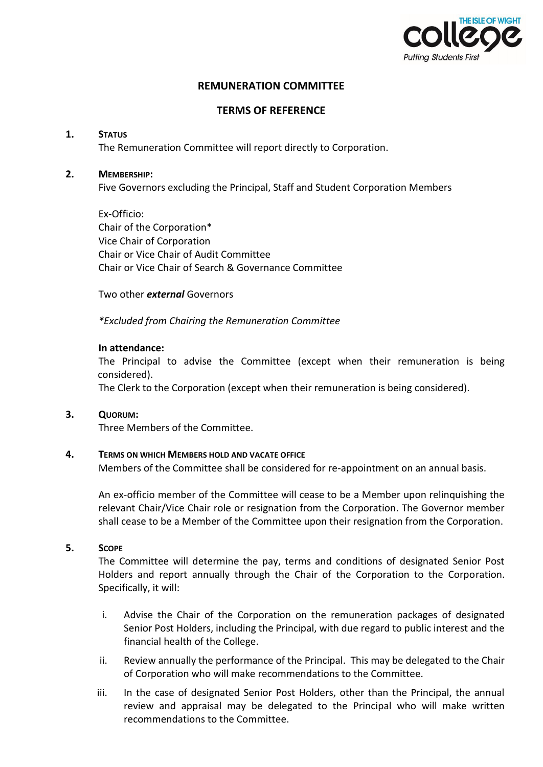# REMUNERATION COMMITTEE

## TERMS OF REFERENCE

**1. STATUS**

The Remuneration Committee will report directly to Corporation.

**2. MEMBERSHIP:**

Five Governors excluding the Principal, Staff and Student Corporation Members

Ex-Officio:
Chair of the Corporation*
Vice Chair of Corporation
Chair or Vice Chair of Audit Committee
Chair or Vice Chair of Search & Governance Committee

Two other ***external*** Governors

*\*Excluded from Chairing the Remuneration Committee*

**In attendance:**

The Principal to advise the Committee (except when their remuneration is being considered).
The Clerk to the Corporation (except when their remuneration is being considered).

**3. QUORUM:**

Three Members of the Committee.

**4. TERMS ON WHICH MEMBERS HOLD AND VACATE OFFICE**

Members of the Committee shall be considered for re-appointment on an annual basis.

An ex-officio member of the Committee will cease to be a Member upon relinquishing the relevant Chair/Vice Chair role or resignation from the Corporation. The Governor member shall cease to be a Member of the Committee upon their resignation from the Corporation.

**5. SCOPE**

The Committee will determine the pay, terms and conditions of designated Senior Post Holders and report annually through the Chair of the Corporation to the Corporation. Specifically, it will:

i. Advise the Chair of the Corporation on the remuneration packages of designated Senior Post Holders, including the Principal, with due regard to public interest and the financial health of the College.

ii. Review annually the performance of the Principal. This may be delegated to the Chair of Corporation who will make recommendations to the Committee.

iii. In the case of designated Senior Post Holders, other than the Principal, the annual review and appraisal may be delegated to the Principal who will make written recommendations to the Committee.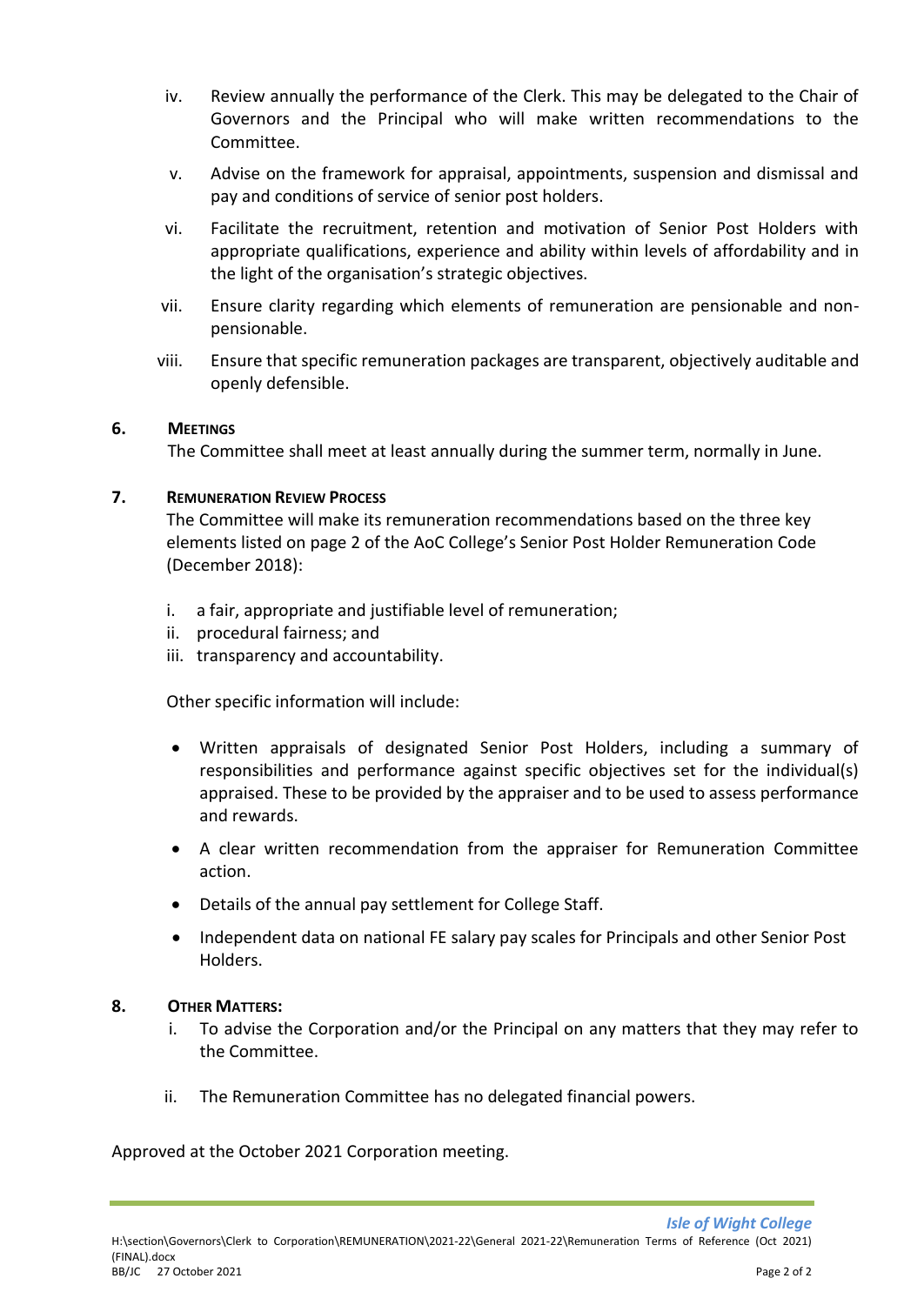iv. Review annually the performance of the Clerk. This may be delegated to the Chair of Governors and the Principal who will make written recommendations to the Committee.

v. Advise on the framework for appraisal, appointments, suspension and dismissal and pay and conditions of service of senior post holders.

vi. Facilitate the recruitment, retention and motivation of Senior Post Holders with appropriate qualifications, experience and ability within levels of affordability and in the light of the organisation's strategic objectives.

vii. Ensure clarity regarding which elements of remuneration are pensionable and non-pensionable.

viii. Ensure that specific remuneration packages are transparent, objectively auditable and openly defensible.

## 6. MEETINGS

The Committee shall meet at least annually during the summer term, normally in June.

## 7. REMUNERATION REVIEW PROCESS

The Committee will make its remuneration recommendations based on the three key elements listed on page 2 of the AoC College's Senior Post Holder Remuneration Code (December 2018):

i. a fair, appropriate and justifiable level of remuneration;
ii. procedural fairness; and
iii. transparency and accountability.

Other specific information will include:

- Written appraisals of designated Senior Post Holders, including a summary of responsibilities and performance against specific objectives set for the individual(s) appraised. These to be provided by the appraiser and to be used to assess performance and rewards.
- A clear written recommendation from the appraiser for Remuneration Committee action.
- Details of the annual pay settlement for College Staff.
- Independent data on national FE salary pay scales for Principals and other Senior Post Holders.

## 8. OTHER MATTERS:

i. To advise the Corporation and/or the Principal on any matters that they may refer to the Committee.

ii. The Remuneration Committee has no delegated financial powers.

Approved at the October 2021 Corporation meeting.